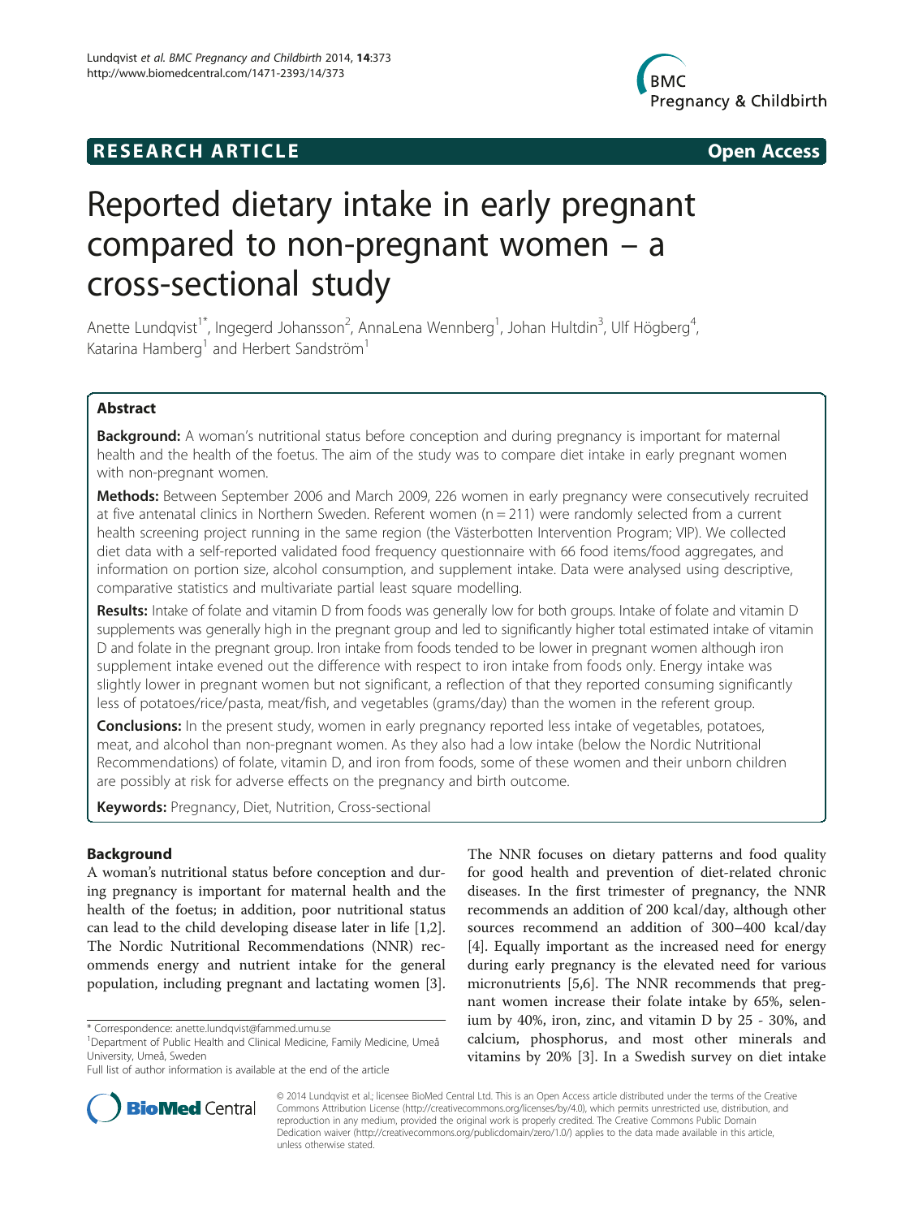RESEARCH ARTICLE Open Access

# Reported dietary intake in early pregnant compared to non-pregnant women – a cross-sectional study

Anette Lundqvist[1*], Ingegerd Johansson[2], AnnaLena Wennberg[1], Johan Hultdin[3], Ulf Högberg[4], Katarina Hamberg[1] and Herbert Sandström[1]

## Abstract

**Background:** A woman's nutritional status before conception and during pregnancy is important for maternal health and the health of the foetus. The aim of the study was to compare diet intake in early pregnant women with non-pregnant women.

**Methods:** Between September 2006 and March 2009, 226 women in early pregnancy were consecutively recruited at five antenatal clinics in Northern Sweden. Referent women (n = 211) were randomly selected from a current health screening project running in the same region (the Västerbotten Intervention Program; VIP). We collected diet data with a self-reported validated food frequency questionnaire with 66 food items/food aggregates, and information on portion size, alcohol consumption, and supplement intake. Data were analysed using descriptive, comparative statistics and multivariate partial least square modelling.

**Results:** Intake of folate and vitamin D from foods was generally low for both groups. Intake of folate and vitamin D supplements was generally high in the pregnant group and led to significantly higher total estimated intake of vitamin D and folate in the pregnant group. Iron intake from foods tended to be lower in pregnant women although iron supplement intake evened out the difference with respect to iron intake from foods only. Energy intake was slightly lower in pregnant women but not significant, a reflection of that they reported consuming significantly less of potatoes/rice/pasta, meat/fish, and vegetables (grams/day) than the women in the referent group.

**Conclusions:** In the present study, women in early pregnancy reported less intake of vegetables, potatoes, meat, and alcohol than non-pregnant women. As they also had a low intake (below the Nordic Nutritional Recommendations) of folate, vitamin D, and iron from foods, some of these women and their unborn children are possibly at risk for adverse effects on the pregnancy and birth outcome.

**Keywords:** Pregnancy, Diet, Nutrition, Cross-sectional

## Background

A woman's nutritional status before conception and during pregnancy is important for maternal health and the health of the foetus; in addition, poor nutritional status can lead to the child developing disease later in life [1,2]. The Nordic Nutritional Recommendations (NNR) recommends energy and nutrient intake for the general population, including pregnant and lactating women [3]. The NNR focuses on dietary patterns and food quality for good health and prevention of diet-related chronic diseases. In the first trimester of pregnancy, the NNR recommends an addition of 200 kcal/day, although other sources recommend an addition of 300–400 kcal/day [4]. Equally important as the increased need for energy during early pregnancy is the elevated need for various micronutrients [5,6]. The NNR recommends that pregnant women increase their folate intake by 65%, selenium by 40%, iron, zinc, and vitamin D by 25 - 30%, and calcium, phosphorus, and most other minerals and vitamins by 20% [3]. In a Swedish survey on diet intake

\* Correspondence: anette.lundqvist@fammed.umu.se
[1]Department of Public Health and Clinical Medicine, Family Medicine, Umeå University, Umeå, Sweden
Full list of author information is available at the end of the article

© 2014 Lundqvist et al.; licensee BioMed Central Ltd. This is an Open Access article distributed under the terms of the Creative Commons Attribution License (http://creativecommons.org/licenses/by/4.0), which permits unrestricted use, distribution, and reproduction in any medium, provided the original work is properly credited. The Creative Commons Public Domain Dedication waiver (http://creativecommons.org/publicdomain/zero/1.0/) applies to the data made available in this article, unless otherwise stated.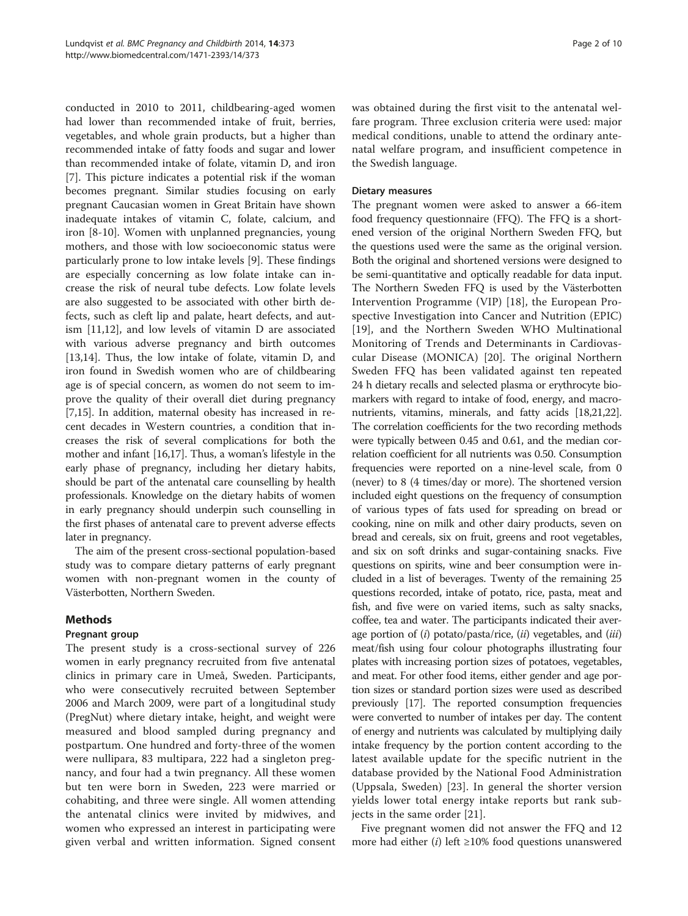conducted in 2010 to 2011, childbearing-aged women had lower than recommended intake of fruit, berries, vegetables, and whole grain products, but a higher than recommended intake of fatty foods and sugar and lower than recommended intake of folate, vitamin D, and iron [7]. This picture indicates a potential risk if the woman becomes pregnant. Similar studies focusing on early pregnant Caucasian women in Great Britain have shown inadequate intakes of vitamin C, folate, calcium, and iron [8-10]. Women with unplanned pregnancies, young mothers, and those with low socioeconomic status were particularly prone to low intake levels [9]. These findings are especially concerning as low folate intake can increase the risk of neural tube defects. Low folate levels are also suggested to be associated with other birth defects, such as cleft lip and palate, heart defects, and autism [11,12], and low levels of vitamin D are associated with various adverse pregnancy and birth outcomes [13,14]. Thus, the low intake of folate, vitamin D, and iron found in Swedish women who are of childbearing age is of special concern, as women do not seem to improve the quality of their overall diet during pregnancy [7,15]. In addition, maternal obesity has increased in recent decades in Western countries, a condition that increases the risk of several complications for both the mother and infant [16,17]. Thus, a woman's lifestyle in the early phase of pregnancy, including her dietary habits, should be part of the antenatal care counselling by health professionals. Knowledge on the dietary habits of women in early pregnancy should underpin such counselling in the first phases of antenatal care to prevent adverse effects later in pregnancy.

The aim of the present cross-sectional population-based study was to compare dietary patterns of early pregnant women with non-pregnant women in the county of Västerbotten, Northern Sweden.

## Methods

### Pregnant group

The present study is a cross-sectional survey of 226 women in early pregnancy recruited from five antenatal clinics in primary care in Umeå, Sweden. Participants, who were consecutively recruited between September 2006 and March 2009, were part of a longitudinal study (PregNut) where dietary intake, height, and weight were measured and blood sampled during pregnancy and postpartum. One hundred and forty-three of the women were nullipara, 83 multipara, 222 had a singleton pregnancy, and four had a twin pregnancy. All these women but ten were born in Sweden, 223 were married or cohabiting, and three were single. All women attending the antenatal clinics were invited by midwives, and women who expressed an interest in participating were given verbal and written information. Signed consent was obtained during the first visit to the antenatal welfare program. Three exclusion criteria were used: major medical conditions, unable to attend the ordinary antenatal welfare program, and insufficient competence in the Swedish language.

### Dietary measures

The pregnant women were asked to answer a 66-item food frequency questionnaire (FFQ). The FFQ is a shortened version of the original Northern Sweden FFQ, but the questions used were the same as the original version. Both the original and shortened versions were designed to be semi-quantitative and optically readable for data input. The Northern Sweden FFQ is used by the Västerbotten Intervention Programme (VIP) [18], the European Prospective Investigation into Cancer and Nutrition (EPIC) [19], and the Northern Sweden WHO Multinational Monitoring of Trends and Determinants in Cardiovascular Disease (MONICA) [20]. The original Northern Sweden FFQ has been validated against ten repeated 24 h dietary recalls and selected plasma or erythrocyte biomarkers with regard to intake of food, energy, and macronutrients, vitamins, minerals, and fatty acids [18,21,22]. The correlation coefficients for the two recording methods were typically between 0.45 and 0.61, and the median correlation coefficient for all nutrients was 0.50. Consumption frequencies were reported on a nine-level scale, from 0 (never) to 8 (4 times/day or more). The shortened version included eight questions on the frequency of consumption of various types of fats used for spreading on bread or cooking, nine on milk and other dairy products, seven on bread and cereals, six on fruit, greens and root vegetables, and six on soft drinks and sugar-containing snacks. Five questions on spirits, wine and beer consumption were included in a list of beverages. Twenty of the remaining 25 questions recorded, intake of potato, rice, pasta, meat and fish, and five were on varied items, such as salty snacks, coffee, tea and water. The participants indicated their average portion of (*i*) potato/pasta/rice, (*ii*) vegetables, and (*iii*) meat/fish using four colour photographs illustrating four plates with increasing portion sizes of potatoes, vegetables, and meat. For other food items, either gender and age portion sizes or standard portion sizes were used as described previously [17]. The reported consumption frequencies were converted to number of intakes per day. The content of energy and nutrients was calculated by multiplying daily intake frequency by the portion content according to the latest available update for the specific nutrient in the database provided by the National Food Administration (Uppsala, Sweden) [23]. In general the shorter version yields lower total energy intake reports but rank subjects in the same order [21].

Five pregnant women did not answer the FFQ and 12 more had either (*i*) left ≥10% food questions unanswered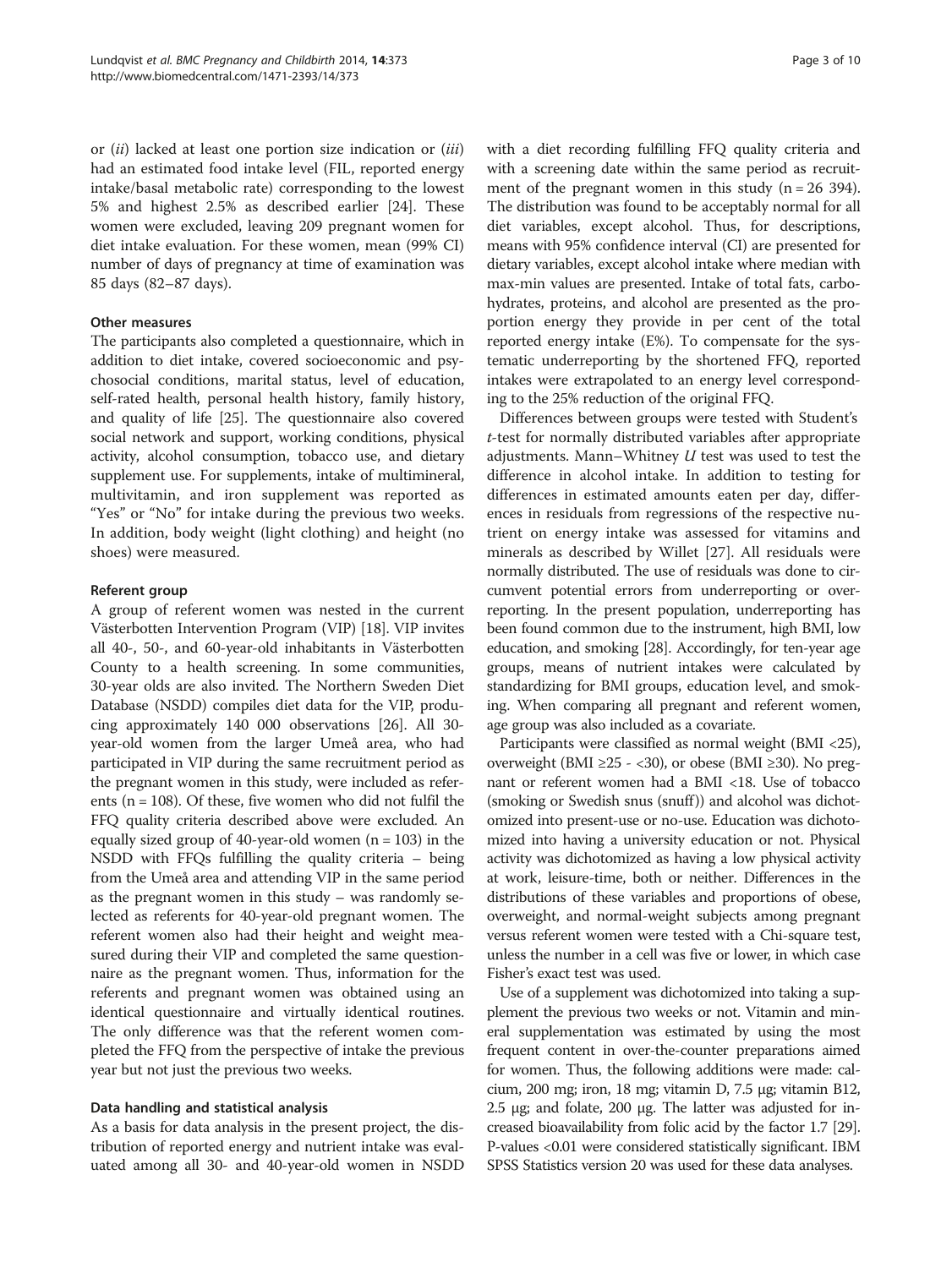or (*ii*) lacked at least one portion size indication or (*iii*) had an estimated food intake level (FIL, reported energy intake/basal metabolic rate) corresponding to the lowest 5% and highest 2.5% as described earlier [24]. These women were excluded, leaving 209 pregnant women for diet intake evaluation. For these women, mean (99% CI) number of days of pregnancy at time of examination was 85 days (82–87 days).

### Other measures

The participants also completed a questionnaire, which in addition to diet intake, covered socioeconomic and psychosocial conditions, marital status, level of education, self-rated health, personal health history, family history, and quality of life [25]. The questionnaire also covered social network and support, working conditions, physical activity, alcohol consumption, tobacco use, and dietary supplement use. For supplements, intake of multimineral, multivitamin, and iron supplement was reported as "Yes" or "No" for intake during the previous two weeks. In addition, body weight (light clothing) and height (no shoes) were measured.

### Referent group

A group of referent women was nested in the current Västerbotten Intervention Program (VIP) [18]. VIP invites all 40-, 50-, and 60-year-old inhabitants in Västerbotten County to a health screening. In some communities, 30-year olds are also invited. The Northern Sweden Diet Database (NSDD) compiles diet data for the VIP, producing approximately 140 000 observations [26]. All 30-year-old women from the larger Umeå area, who had participated in VIP during the same recruitment period as the pregnant women in this study, were included as referents (n = 108). Of these, five women who did not fulfil the FFQ quality criteria described above were excluded. An equally sized group of 40-year-old women (n = 103) in the NSDD with FFQs fulfilling the quality criteria – being from the Umeå area and attending VIP in the same period as the pregnant women in this study – was randomly selected as referents for 40-year-old pregnant women. The referent women also had their height and weight measured during their VIP and completed the same questionnaire as the pregnant women. Thus, information for the referents and pregnant women was obtained using an identical questionnaire and virtually identical routines. The only difference was that the referent women completed the FFQ from the perspective of intake the previous year but not just the previous two weeks.

### Data handling and statistical analysis

As a basis for data analysis in the present project, the distribution of reported energy and nutrient intake was evaluated among all 30- and 40-year-old women in NSDD with a diet recording fulfilling FFQ quality criteria and with a screening date within the same period as recruitment of the pregnant women in this study (n = 26 394). The distribution was found to be acceptably normal for all diet variables, except alcohol. Thus, for descriptions, means with 95% confidence interval (CI) are presented for dietary variables, except alcohol intake where median with max-min values are presented. Intake of total fats, carbohydrates, proteins, and alcohol are presented as the proportion energy they provide in per cent of the total reported energy intake (E%). To compensate for the systematic underreporting by the shortened FFQ, reported intakes were extrapolated to an energy level corresponding to the 25% reduction of the original FFQ.

Differences between groups were tested with Student's *t*-test for normally distributed variables after appropriate adjustments. Mann–Whitney *U* test was used to test the difference in alcohol intake. In addition to testing for differences in estimated amounts eaten per day, differences in residuals from regressions of the respective nutrient on energy intake was assessed for vitamins and minerals as described by Willet [27]. All residuals were normally distributed. The use of residuals was done to circumvent potential errors from underreporting or overreporting. In the present population, underreporting has been found common due to the instrument, high BMI, low education, and smoking [28]. Accordingly, for ten-year age groups, means of nutrient intakes were calculated by standardizing for BMI groups, education level, and smoking. When comparing all pregnant and referent women, age group was also included as a covariate.

Participants were classified as normal weight (BMI <25), overweight (BMI ≥25 - <30), or obese (BMI ≥30). No pregnant or referent women had a BMI <18. Use of tobacco (smoking or Swedish snus (snuff)) and alcohol was dichotomized into present-use or no-use. Education was dichotomized into having a university education or not. Physical activity was dichotomized as having a low physical activity at work, leisure-time, both or neither. Differences in the distributions of these variables and proportions of obese, overweight, and normal-weight subjects among pregnant versus referent women were tested with a Chi-square test, unless the number in a cell was five or lower, in which case Fisher's exact test was used.

Use of a supplement was dichotomized into taking a supplement the previous two weeks or not. Vitamin and mineral supplementation was estimated by using the most frequent content in over-the-counter preparations aimed for women. Thus, the following additions were made: calcium, 200 mg; iron, 18 mg; vitamin D, 7.5 μg; vitamin B12, 2.5 μg; and folate, 200 μg. The latter was adjusted for increased bioavailability from folic acid by the factor 1.7 [29]. P-values <0.01 were considered statistically significant. IBM SPSS Statistics version 20 was used for these data analyses.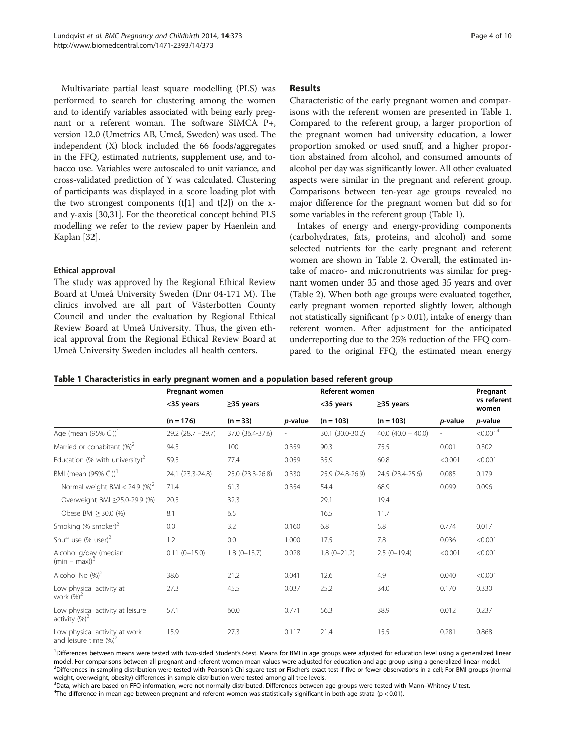Multivariate partial least square modelling (PLS) was performed to search for clustering among the women and to identify variables associated with being early pregnant or a referent woman. The software SIMCA P+, version 12.0 (Umetrics AB, Umeå, Sweden) was used. The independent (X) block included the 66 foods/aggregates in the FFQ, estimated nutrients, supplement use, and tobacco use. Variables were autoscaled to unit variance, and cross-validated prediction of Y was calculated. Clustering of participants was displayed in a score loading plot with the two strongest components (t[1] and t[2]) on the x- and y-axis [30,31]. For the theoretical concept behind PLS modelling we refer to the review paper by Haenlein and Kaplan [32].

### Ethical approval

The study was approved by the Regional Ethical Review Board at Umeå University Sweden (Dnr 04-171 M). The clinics involved are all part of Västerbotten County Council and under the evaluation by Regional Ethical Review Board at Umeå University. Thus, the given ethical approval from the Regional Ethical Review Board at Umeå University Sweden includes all health centers.

## Results

Characteristic of the early pregnant women and comparisons with the referent women are presented in Table 1. Compared to the referent group, a larger proportion of the pregnant women had university education, a lower proportion smoked or used snuff, and a higher proportion abstained from alcohol, and consumed amounts of alcohol per day was significantly lower. All other evaluated aspects were similar in the pregnant and referent group. Comparisons between ten-year age groups revealed no major difference for the pregnant women but did so for some variables in the referent group (Table 1).

Intakes of energy and energy-providing components (carbohydrates, fats, proteins, and alcohol) and some selected nutrients for the early pregnant and referent women are shown in Table 2. Overall, the estimated intake of macro- and micronutrients was similar for pregnant women under 35 and those aged 35 years and over (Table 2). When both age groups were evaluated together, early pregnant women reported slightly lower, although not statistically significant ($p > 0.01$), intake of energy than referent women. After adjustment for the anticipated underreporting due to the 25% reduction of the FFQ compared to the original FFQ, the estimated mean energy

**Table 1 Characteristics in early pregnant women and a population based referent group**

| | Pregnant women | | | Referent women | | | Pregnant vs referent women |
|---|---|---|---|---|---|---|---|
| | <35 years | ≥35 years | | <35 years | ≥35 years | | |
| | (n = 176) | (n = 33) | *p*-value | (n = 103) | (n = 103) | *p*-value | *p*-value |
| Age (mean (95% CI))[1] | 29.2 (28.7 −29.7) | 37.0 (36.4-37.6) | - | 30.1 (30.0-30.2) | 40.0 (40.0 − 40.0) | - | <0.001[4] |
| Married or cohabitant (%)[2] | 94.5 | 100 | 0.359 | 90.3 | 75.5 | 0.001 | 0.302 |
| Education (% with university)[2] | 59.5 | 77.4 | 0.059 | 35.9 | 60.8 | <0.001 | <0.001 |
| BMI (mean (95% CI))[1] | 24.1 (23.3-24.8) | 25.0 (23.3-26.8) | 0.330 | 25.9 (24.8-26.9) | 24.5 (23.4-25.6) | 0.085 | 0.179 |
| Normal weight BMI < 24.9 (%)[2] | 71.4 | 61.3 | 0.354 | 54.4 | 68.9 | 0.099 | 0.096 |
| Overweight BMI ≥25.0-29.9 (%) | 20.5 | 32.3 | | 29.1 | 19.4 | | |
| Obese BMI ≥ 30.0 (%) | 8.1 | 6.5 | | 16.5 | 11.7 | | |
| Smoking (% smoker)[2] | 0.0 | 3.2 | 0.160 | 6.8 | 5.8 | 0.774 | 0.017 |
| Snuff use (% user)[2] | 1.2 | 0.0 | 1.000 | 17.5 | 7.8 | 0.036 | <0.001 |
| Alcohol g/day (median (min – max))[3] | 0.11 (0–15.0) | 1.8 (0–13.7) | 0.028 | 1.8 (0–21.2) | 2.5 (0–19.4) | <0.001 | <0.001 |
| Alcohol No (%)[2] | 38.6 | 21.2 | 0.041 | 12.6 | 4.9 | 0.040 | <0.001 |
| Low physical activity at work (%)[2] | 27.3 | 45.5 | 0.037 | 25.2 | 34.0 | 0.170 | 0.330 |
| Low physical activity at leisure activity (%)[2] | 57.1 | 60.0 | 0.771 | 56.3 | 38.9 | 0.012 | 0.237 |
| Low physical activity at work and leisure time (%)[2] | 15.9 | 27.3 | 0.117 | 21.4 | 15.5 | 0.281 | 0.868 |

[1]Differences between means were tested with two-sided Student's *t*-test. Means for BMI in age groups were adjusted for education level using a generalized linear model. For comparisons between all pregnant and referent women mean values were adjusted for education and age group using a generalized linear model.
[2]Differences in sampling distribution were tested with Pearson's Chi-square test or Fischer's exact test if five or fewer observations in a cell; For BMI groups (normal weight, overweight, obesity) differences in sample distribution were tested among all tree levels.
[3]Data, which are based on FFQ information, were not normally distributed. Differences between age groups were tested with Mann–Whitney *U* test.
[4]The difference in mean age between pregnant and referent women was statistically significant in both age strata ($p < 0.01$).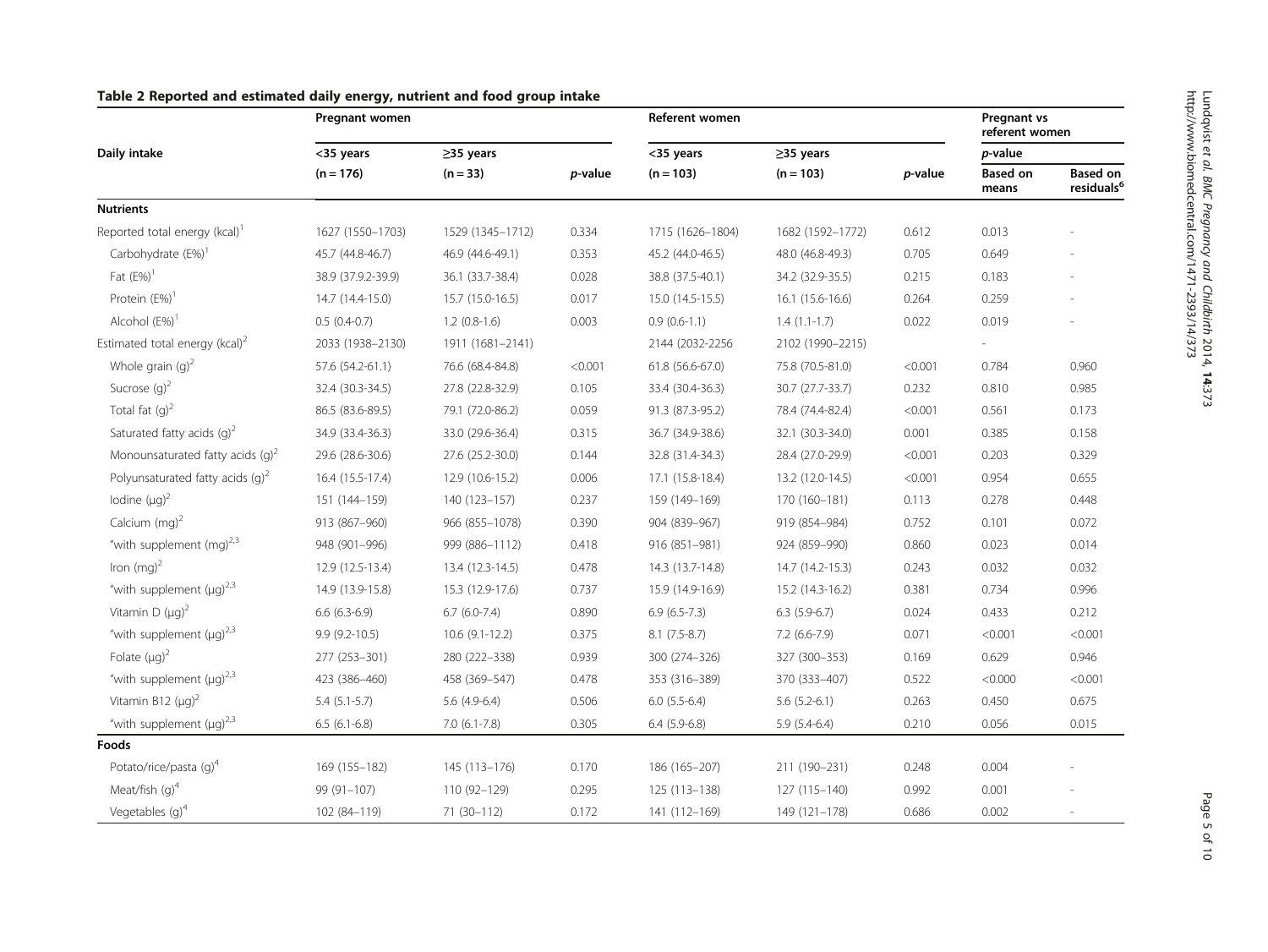## Table 2 Reported and estimated daily energy, nutrient and food group intake

| Daily intake | Pregnant women | | | Referent women | | | Pregnant vs referent women | |
|---|---|---|---|---|---|---|---|---|
| | <35 years | ≥35 years | | <35 years | ≥35 years | | *p*-value | |
| | (n = 176) | (n = 33) | *p*-value | (n = 103) | (n = 103) | *p*-value | Based on means | Based on residuals[6] |
| **Nutrients** | | | | | | | | |
| Reported total energy (kcal)[1] | 1627 (1550–1703) | 1529 (1345–1712) | 0.334 | 1715 (1626–1804) | 1682 (1592–1772) | 0.612 | 0.013 | - |
| Carbohydrate (E%)[1] | 45.7 (44.8-46.7) | 46.9 (44.6-49.1) | 0.353 | 45.2 (44.0-46.5) | 48.0 (46.8-49.3) | 0.705 | 0.649 | - |
| Fat (E%)[1] | 38.9 (37.9.2-39.9) | 36.1 (33.7-38.4) | 0.028 | 38.8 (37.5-40.1) | 34.2 (32.9-35.5) | 0.215 | 0.183 | - |
| Protein (E%)[1] | 14.7 (14.4-15.0) | 15.7 (15.0-16.5) | 0.017 | 15.0 (14.5-15.5) | 16.1 (15.6-16.6) | 0.264 | 0.259 | - |
| Alcohol (E%)[1] | 0.5 (0.4-0.7) | 1.2 (0.8-1.6) | 0.003 | 0.9 (0.6-1.1) | 1.4 (1.1-1.7) | 0.022 | 0.019 | - |
| Estimated total energy (kcal)[2] | 2033 (1938–2130) | 1911 (1681–2141) | | 2144 (2032-2256 | 2102 (1990–2215) | | - | |
| Whole grain (g)[2] | 57.6 (54.2-61.1) | 76.6 (68.4-84.8) | <0.001 | 61.8 (56.6-67.0) | 75.8 (70.5-81.0) | <0.001 | 0.784 | 0.960 |
| Sucrose (g)[2] | 32.4 (30.3-34.5) | 27.8 (22.8-32.9) | 0.105 | 33.4 (30.4-36.3) | 30.7 (27.7-33.7) | 0.232 | 0.810 | 0.985 |
| Total fat (g)[2] | 86.5 (83.6-89.5) | 79.1 (72.0-86.2) | 0.059 | 91.3 (87.3-95.2) | 78.4 (74.4-82.4) | <0.001 | 0.561 | 0.173 |
| Saturated fatty acids (g)[2] | 34.9 (33.4-36.3) | 33.0 (29.6-36.4) | 0.315 | 36.7 (34.9-38.6) | 32.1 (30.3-34.0) | 0.001 | 0.385 | 0.158 |
| Monounsaturated fatty acids (g)[2] | 29.6 (28.6-30.6) | 27.6 (25.2-30.0) | 0.144 | 32.8 (31.4-34.3) | 28.4 (27.0-29.9) | <0.001 | 0.203 | 0.329 |
| Polyunsaturated fatty acids (g)[2] | 16.4 (15.5-17.4) | 12.9 (10.6-15.2) | 0.006 | 17.1 (15.8-18.4) | 13.2 (12.0-14.5) | <0.001 | 0.954 | 0.655 |
| Iodine (μg)[2] | 151 (144–159) | 140 (123–157) | 0.237 | 159 (149–169) | 170 (160–181) | 0.113 | 0.278 | 0.448 |
| Calcium (mg)[2] | 913 (867–960) | 966 (855–1078) | 0.390 | 904 (839–967) | 919 (854–984) | 0.752 | 0.101 | 0.072 |
| "with supplement (mg)[2,3] | 948 (901–996) | 999 (886–1112) | 0.418 | 916 (851–981) | 924 (859–990) | 0.860 | 0.023 | 0.014 |
| Iron (mg)[2] | 12.9 (12.5-13.4) | 13.4 (12.3-14.5) | 0.478 | 14.3 (13.7-14.8) | 14.7 (14.2-15.3) | 0.243 | 0.032 | 0.032 |
| "with supplement (μg)[2,3] | 14.9 (13.9-15.8) | 15.3 (12.9-17.6) | 0.737 | 15.9 (14.9-16.9) | 15.2 (14.3-16.2) | 0.381 | 0.734 | 0.996 |
| Vitamin D (μg)[2] | 6.6 (6.3-6.9) | 6.7 (6.0-7.4) | 0.890 | 6.9 (6.5-7.3) | 6.3 (5.9-6.7) | 0.024 | 0.433 | 0.212 |
| "with supplement (μg)[2,3] | 9.9 (9.2-10.5) | 10.6 (9.1-12.2) | 0.375 | 8.1 (7.5-8.7) | 7.2 (6.6-7.9) | 0.071 | <0.001 | <0.001 |
| Folate (μg)[2] | 277 (253–301) | 280 (222–338) | 0.939 | 300 (274–326) | 327 (300–353) | 0.169 | 0.629 | 0.946 |
| "with supplement (μg)[2,3] | 423 (386–460) | 458 (369–547) | 0.478 | 353 (316–389) | 370 (333–407) | 0.522 | <0.000 | <0.001 |
| Vitamin B12 (μg)[2] | 5.4 (5.1-5.7) | 5.6 (4.9-6.4) | 0.506 | 6.0 (5.5-6.4) | 5.6 (5.2-6.1) | 0.263 | 0.450 | 0.675 |
| "with supplement (μg)[2,3] | 6.5 (6.1-6.8) | 7.0 (6.1-7.8) | 0.305 | 6.4 (5.9-6.8) | 5.9 (5.4-6.4) | 0.210 | 0.056 | 0.015 |
| **Foods** | | | | | | | | |
| Potato/rice/pasta (g)[4] | 169 (155–182) | 145 (113–176) | 0.170 | 186 (165–207) | 211 (190–231) | 0.248 | 0.004 | - |
| Meat/fish (g)[4] | 99 (91–107) | 110 (92–129) | 0.295 | 125 (113–138) | 127 (115–140) | 0.992 | 0.001 | - |
| Vegetables (g)[4] | 102 (84–119) | 71 (30–112) | 0.172 | 141 (112–169) | 149 (121–178) | 0.686 | 0.002 | - |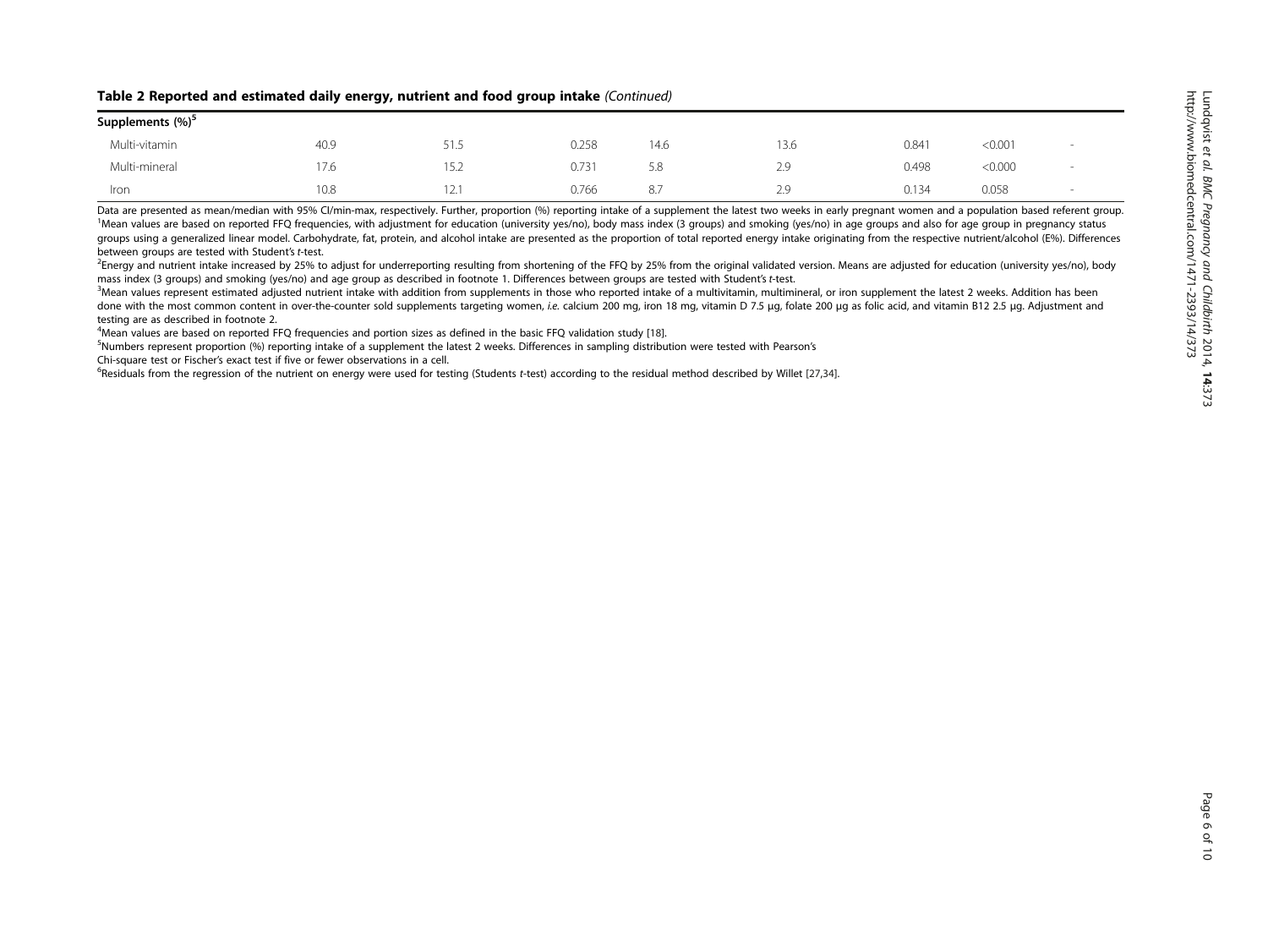**Table 2 Reported and estimated daily energy, nutrient and food group intake** *(Continued)*

| Supplements (%)[5] | | | | | | | | |
|---|---|---|---|---|---|---|---|---|
| Multi-vitamin | 40.9 | 51.5 | 0.258 | 14.6 | 13.6 | 0.841 | <0.001 | - |
| Multi-mineral | 17.6 | 15.2 | 0.731 | 5.8 | 2.9 | 0.498 | <0.000 | - |
| Iron | 10.8 | 12.1 | 0.766 | 8.7 | 2.9 | 0.134 | 0.058 | - |

Data are presented as mean/median with 95% CI/min-max, respectively. Further, proportion (%) reporting intake of a supplement the latest two weeks in early pregnant women and a population based referent group.
[1]Mean values are based on reported FFQ frequencies, with adjustment for education (university yes/no), body mass index (3 groups) and smoking (yes/no) in age groups and also for age group in pregnancy status groups using a generalized linear model. Carbohydrate, fat, protein, and alcohol intake are presented as the proportion of total reported energy intake originating from the respective nutrient/alcohol (E%). Differences between groups are tested with Student's *t*-test.
[2]Energy and nutrient intake increased by 25% to adjust for underreporting resulting from shortening of the FFQ by 25% from the original validated version. Means are adjusted for education (university yes/no), body mass index (3 groups) and smoking (yes/no) and age group as described in footnote 1. Differences between groups are tested with Student's *t*-test.
[3]Mean values represent estimated adjusted nutrient intake with addition from supplements in those who reported intake of a multivitamin, multimineral, or iron supplement the latest 2 weeks. Addition has been done with the most common content in over-the-counter sold supplements targeting women, *i.e.* calcium 200 mg, iron 18 mg, vitamin D 7.5 μg, folate 200 μg as folic acid, and vitamin B12 2.5 μg. Adjustment and testing are as described in footnote 2.
[4]Mean values are based on reported FFQ frequencies and portion sizes as defined in the basic FFQ validation study [18].
[5]Numbers represent proportion (%) reporting intake of a supplement the latest 2 weeks. Differences in sampling distribution were tested with Pearson's Chi-square test or Fischer's exact test if five or fewer observations in a cell.
[6]Residuals from the regression of the nutrient on energy were used for testing (Students *t*-test) according to the residual method described by Willet [27,34].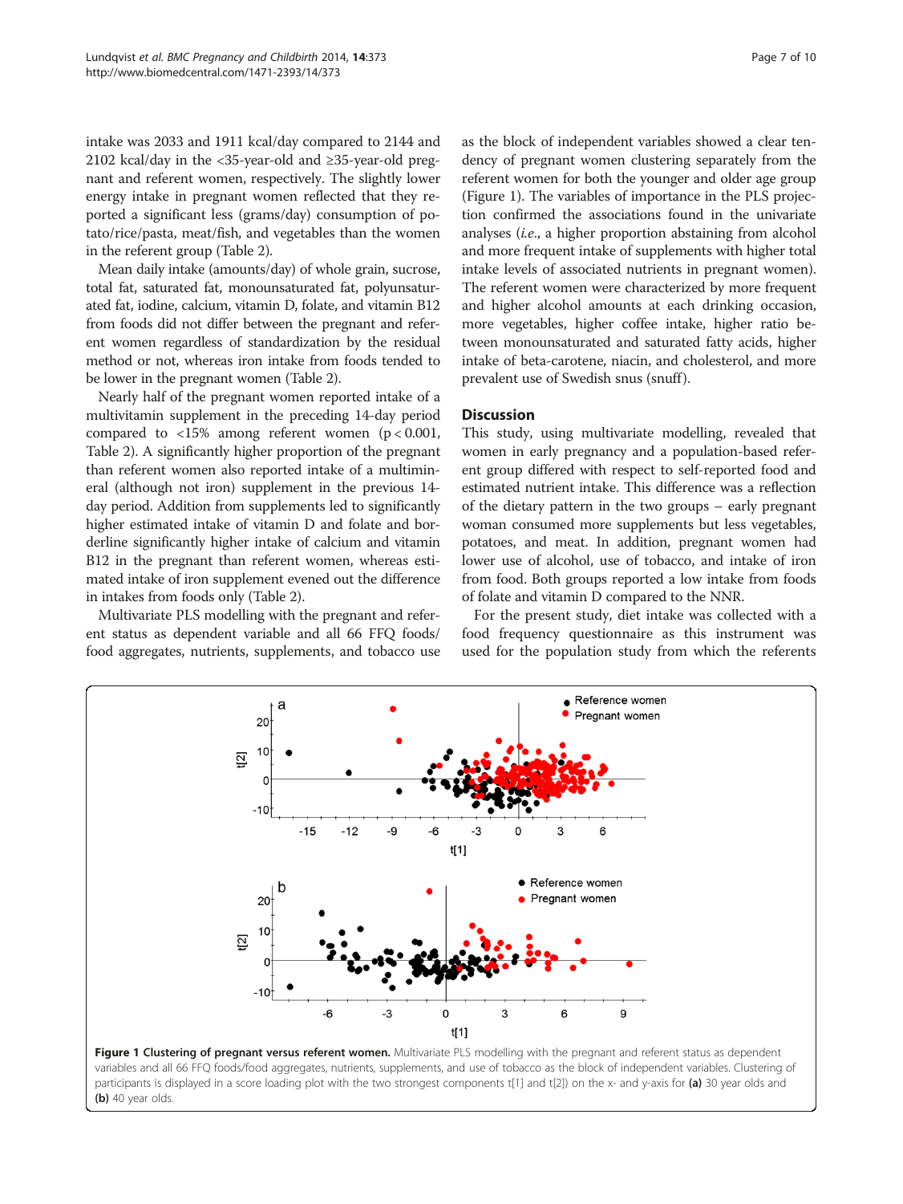intake was 2033 and 1911 kcal/day compared to 2144 and 2102 kcal/day in the <35-year-old and ≥35-year-old pregnant and referent women, respectively. The slightly lower energy intake in pregnant women reflected that they reported a significant less (grams/day) consumption of potato/rice/pasta, meat/fish, and vegetables than the women in the referent group (Table 2).

Mean daily intake (amounts/day) of whole grain, sucrose, total fat, saturated fat, monounsaturated fat, polyunsaturated fat, iodine, calcium, vitamin D, folate, and vitamin B12 from foods did not differ between the pregnant and referent women regardless of standardization by the residual method or not, whereas iron intake from foods tended to be lower in the pregnant women (Table 2).

Nearly half of the pregnant women reported intake of a multivitamin supplement in the preceding 14-day period compared to <15% among referent women ($p < 0.001$, Table 2). A significantly higher proportion of the pregnant than referent women also reported intake of a multimineral (although not iron) supplement in the previous 14-day period. Addition from supplements led to significantly higher estimated intake of vitamin D and folate and borderline significantly higher intake of calcium and vitamin B12 in the pregnant than referent women, whereas estimated intake of iron supplement evened out the difference in intakes from foods only (Table 2).

Multivariate PLS modelling with the pregnant and referent status as dependent variable and all 66 FFQ foods/food aggregates, nutrients, supplements, and tobacco use as the block of independent variables showed a clear tendency of pregnant women clustering separately from the referent women for both the younger and older age group (Figure 1). The variables of importance in the PLS projection confirmed the associations found in the univariate analyses (*i.e.*, a higher proportion abstaining from alcohol and more frequent intake of supplements with higher total intake levels of associated nutrients in pregnant women). The referent women were characterized by more frequent and higher alcohol amounts at each drinking occasion, more vegetables, higher coffee intake, higher ratio between monounsaturated and saturated fatty acids, higher intake of beta-carotene, niacin, and cholesterol, and more prevalent use of Swedish snus (snuff).

## Discussion

This study, using multivariate modelling, revealed that women in early pregnancy and a population-based referent group differed with respect to self-reported food and estimated nutrient intake. This difference was a reflection of the dietary pattern in the two groups – early pregnant woman consumed more supplements but less vegetables, potatoes, and meat. In addition, pregnant women had lower use of alcohol, use of tobacco, and intake of iron from food. Both groups reported a low intake from foods of folate and vitamin D compared to the NNR.

For the present study, diet intake was collected with a food frequency questionnaire as this instrument was used for the population study from which the referents

**Figure 1 Clustering of pregnant versus referent women.** Multivariate PLS modelling with the pregnant and referent status as dependent variables and all 66 FFQ foods/food aggregates, nutrients, supplements, and use of tobacco as the block of independent variables. Clustering of participants is displayed in a score loading plot with the two strongest components t[1] and t[2]) on the x- and y-axis for **(a)** 30 year olds and **(b)** 40 year olds.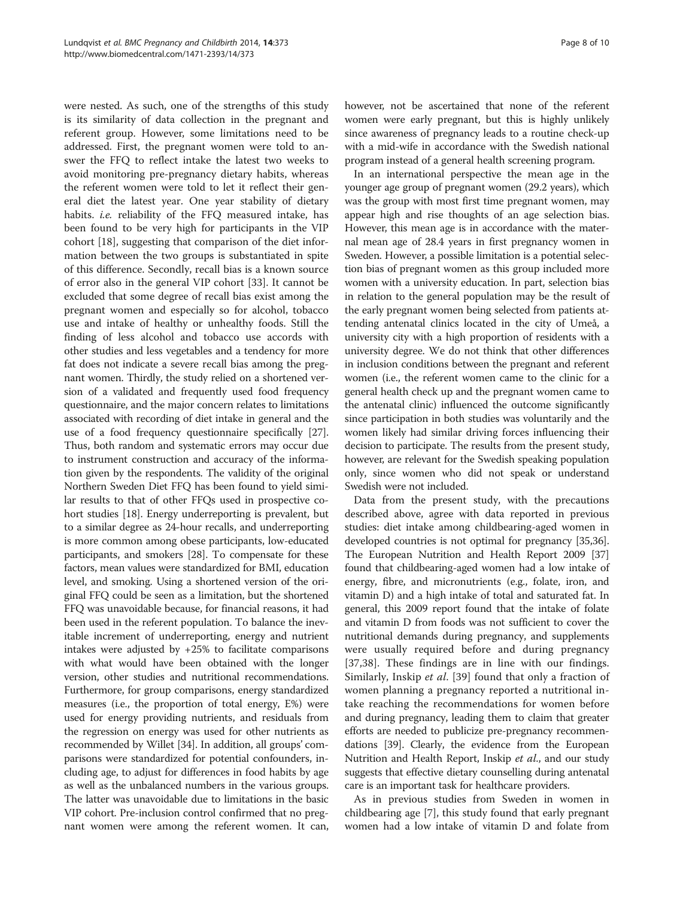were nested. As such, one of the strengths of this study is its similarity of data collection in the pregnant and referent group. However, some limitations need to be addressed. First, the pregnant women were told to answer the FFQ to reflect intake the latest two weeks to avoid monitoring pre-pregnancy dietary habits, whereas the referent women were told to let it reflect their general diet the latest year. One year stability of dietary habits. *i.e.* reliability of the FFQ measured intake, has been found to be very high for participants in the VIP cohort [18], suggesting that comparison of the diet information between the two groups is substantiated in spite of this difference. Secondly, recall bias is a known source of error also in the general VIP cohort [33]. It cannot be excluded that some degree of recall bias exist among the pregnant women and especially so for alcohol, tobacco use and intake of healthy or unhealthy foods. Still the finding of less alcohol and tobacco use accords with other studies and less vegetables and a tendency for more fat does not indicate a severe recall bias among the pregnant women. Thirdly, the study relied on a shortened version of a validated and frequently used food frequency questionnaire, and the major concern relates to limitations associated with recording of diet intake in general and the use of a food frequency questionnaire specifically [27]. Thus, both random and systematic errors may occur due to instrument construction and accuracy of the information given by the respondents. The validity of the original Northern Sweden Diet FFQ has been found to yield similar results to that of other FFQs used in prospective cohort studies [18]. Energy underreporting is prevalent, but to a similar degree as 24-hour recalls, and underreporting is more common among obese participants, low-educated participants, and smokers [28]. To compensate for these factors, mean values were standardized for BMI, education level, and smoking. Using a shortened version of the original FFQ could be seen as a limitation, but the shortened FFQ was unavoidable because, for financial reasons, it had been used in the referent population. To balance the inevitable increment of underreporting, energy and nutrient intakes were adjusted by +25% to facilitate comparisons with what would have been obtained with the longer version, other studies and nutritional recommendations. Furthermore, for group comparisons, energy standardized measures (i.e., the proportion of total energy, E%) were used for energy providing nutrients, and residuals from the regression on energy was used for other nutrients as recommended by Willet [34]. In addition, all groups' comparisons were standardized for potential confounders, including age, to adjust for differences in food habits by age as well as the unbalanced numbers in the various groups. The latter was unavoidable due to limitations in the basic VIP cohort. Pre-inclusion control confirmed that no pregnant women were among the referent women. It can, however, not be ascertained that none of the referent women were early pregnant, but this is highly unlikely since awareness of pregnancy leads to a routine check-up with a mid-wife in accordance with the Swedish national program instead of a general health screening program.

In an international perspective the mean age in the younger age group of pregnant women (29.2 years), which was the group with most first time pregnant women, may appear high and rise thoughts of an age selection bias. However, this mean age is in accordance with the maternal mean age of 28.4 years in first pregnancy women in Sweden. However, a possible limitation is a potential selection bias of pregnant women as this group included more women with a university education. In part, selection bias in relation to the general population may be the result of the early pregnant women being selected from patients attending antenatal clinics located in the city of Umeå, a university city with a high proportion of residents with a university degree. We do not think that other differences in inclusion conditions between the pregnant and referent women (i.e., the referent women came to the clinic for a general health check up and the pregnant women came to the antenatal clinic) influenced the outcome significantly since participation in both studies was voluntarily and the women likely had similar driving forces influencing their decision to participate. The results from the present study, however, are relevant for the Swedish speaking population only, since women who did not speak or understand Swedish were not included.

Data from the present study, with the precautions described above, agree with data reported in previous studies: diet intake among childbearing-aged women in developed countries is not optimal for pregnancy [35,36]. The European Nutrition and Health Report 2009 [37] found that childbearing-aged women had a low intake of energy, fibre, and micronutrients (e.g., folate, iron, and vitamin D) and a high intake of total and saturated fat. In general, this 2009 report found that the intake of folate and vitamin D from foods was not sufficient to cover the nutritional demands during pregnancy, and supplements were usually required before and during pregnancy [37,38]. These findings are in line with our findings. Similarly, Inskip *et al*. [39] found that only a fraction of women planning a pregnancy reported a nutritional intake reaching the recommendations for women before and during pregnancy, leading them to claim that greater efforts are needed to publicize pre-pregnancy recommendations [39]. Clearly, the evidence from the European Nutrition and Health Report, Inskip *et al*., and our study suggests that effective dietary counselling during antenatal care is an important task for healthcare providers.

As in previous studies from Sweden in women in childbearing age [7], this study found that early pregnant women had a low intake of vitamin D and folate from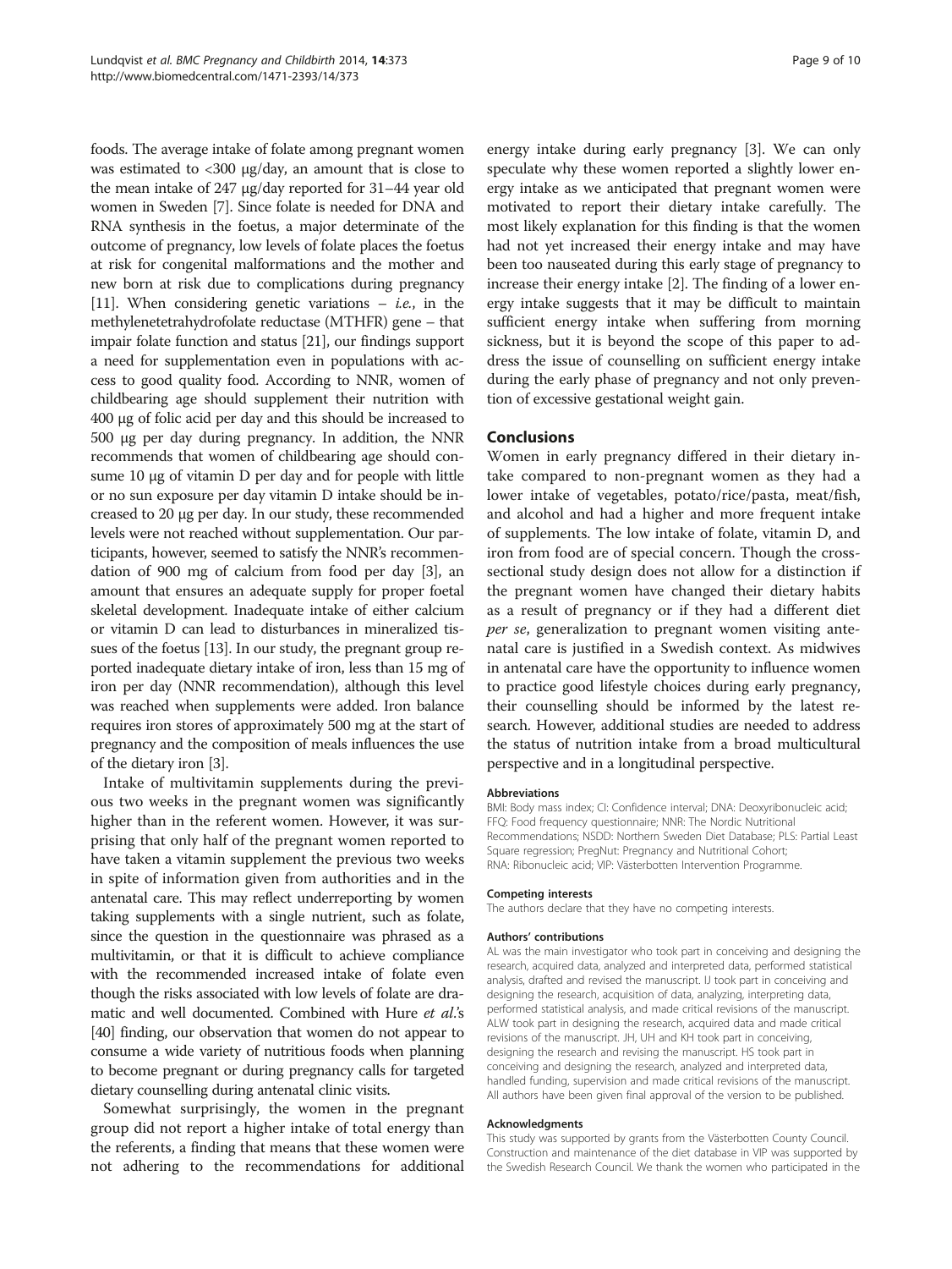foods. The average intake of folate among pregnant women was estimated to <300 μg/day, an amount that is close to the mean intake of 247 μg/day reported for 31–44 year old women in Sweden [7]. Since folate is needed for DNA and RNA synthesis in the foetus, a major determinate of the outcome of pregnancy, low levels of folate places the foetus at risk for congenital malformations and the mother and new born at risk due to complications during pregnancy [11]. When considering genetic variations – *i.e.*, in the methylenetetrahydrofolate reductase (MTHFR) gene – that impair folate function and status [21], our findings support a need for supplementation even in populations with access to good quality food. According to NNR, women of childbearing age should supplement their nutrition with 400 μg of folic acid per day and this should be increased to 500 μg per day during pregnancy. In addition, the NNR recommends that women of childbearing age should consume 10 μg of vitamin D per day and for people with little or no sun exposure per day vitamin D intake should be increased to 20 μg per day. In our study, these recommended levels were not reached without supplementation. Our participants, however, seemed to satisfy the NNR's recommendation of 900 mg of calcium from food per day [3], an amount that ensures an adequate supply for proper foetal skeletal development. Inadequate intake of either calcium or vitamin D can lead to disturbances in mineralized tissues of the foetus [13]. In our study, the pregnant group reported inadequate dietary intake of iron, less than 15 mg of iron per day (NNR recommendation), although this level was reached when supplements were added. Iron balance requires iron stores of approximately 500 mg at the start of pregnancy and the composition of meals influences the use of the dietary iron [3].

Intake of multivitamin supplements during the previous two weeks in the pregnant women was significantly higher than in the referent women. However, it was surprising that only half of the pregnant women reported to have taken a vitamin supplement the previous two weeks in spite of information given from authorities and in the antenatal care. This may reflect underreporting by women taking supplements with a single nutrient, such as folate, since the question in the questionnaire was phrased as a multivitamin, or that it is difficult to achieve compliance with the recommended increased intake of folate even though the risks associated with low levels of folate are dramatic and well documented. Combined with Hure *et al.*'s [40] finding, our observation that women do not appear to consume a wide variety of nutritious foods when planning to become pregnant or during pregnancy calls for targeted dietary counselling during antenatal clinic visits.

Somewhat surprisingly, the women in the pregnant group did not report a higher intake of total energy than the referents, a finding that means that these women were not adhering to the recommendations for additional energy intake during early pregnancy [3]. We can only speculate why these women reported a slightly lower energy intake as we anticipated that pregnant women were motivated to report their dietary intake carefully. The most likely explanation for this finding is that the women had not yet increased their energy intake and may have been too nauseated during this early stage of pregnancy to increase their energy intake [2]. The finding of a lower energy intake suggests that it may be difficult to maintain sufficient energy intake when suffering from morning sickness, but it is beyond the scope of this paper to address the issue of counselling on sufficient energy intake during the early phase of pregnancy and not only prevention of excessive gestational weight gain.

## Conclusions

Women in early pregnancy differed in their dietary intake compared to non-pregnant women as they had a lower intake of vegetables, potato/rice/pasta, meat/fish, and alcohol and had a higher and more frequent intake of supplements. The low intake of folate, vitamin D, and iron from food are of special concern. Though the cross-sectional study design does not allow for a distinction if the pregnant women have changed their dietary habits as a result of pregnancy or if they had a different diet *per se*, generalization to pregnant women visiting antenatal care is justified in a Swedish context. As midwives in antenatal care have the opportunity to influence women to practice good lifestyle choices during early pregnancy, their counselling should be informed by the latest research. However, additional studies are needed to address the status of nutrition intake from a broad multicultural perspective and in a longitudinal perspective.

#### Abbreviations

BMI: Body mass index; CI: Confidence interval; DNA: Deoxyribonucleic acid; FFQ: Food frequency questionnaire; NNR: The Nordic Nutritional Recommendations; NSDD: Northern Sweden Diet Database; PLS: Partial Least Square regression; PregNut: Pregnancy and Nutritional Cohort; RNA: Ribonucleic acid; VIP: Västerbotten Intervention Programme.

#### Competing interests

The authors declare that they have no competing interests.

#### Authors' contributions

AL was the main investigator who took part in conceiving and designing the research, acquired data, analyzed and interpreted data, performed statistical analysis, drafted and revised the manuscript. IJ took part in conceiving and designing the research, acquisition of data, analyzing, interpreting data, performed statistical analysis, and made critical revisions of the manuscript. ALW took part in designing the research, acquired data and made critical revisions of the manuscript. JH, UH and KH took part in conceiving, designing the research and revising the manuscript. HS took part in conceiving and designing the research, analyzed and interpreted data, handled funding, supervision and made critical revisions of the manuscript. All authors have been given final approval of the version to be published.

#### Acknowledgments

This study was supported by grants from the Västerbotten County Council. Construction and maintenance of the diet database in VIP was supported by the Swedish Research Council. We thank the women who participated in the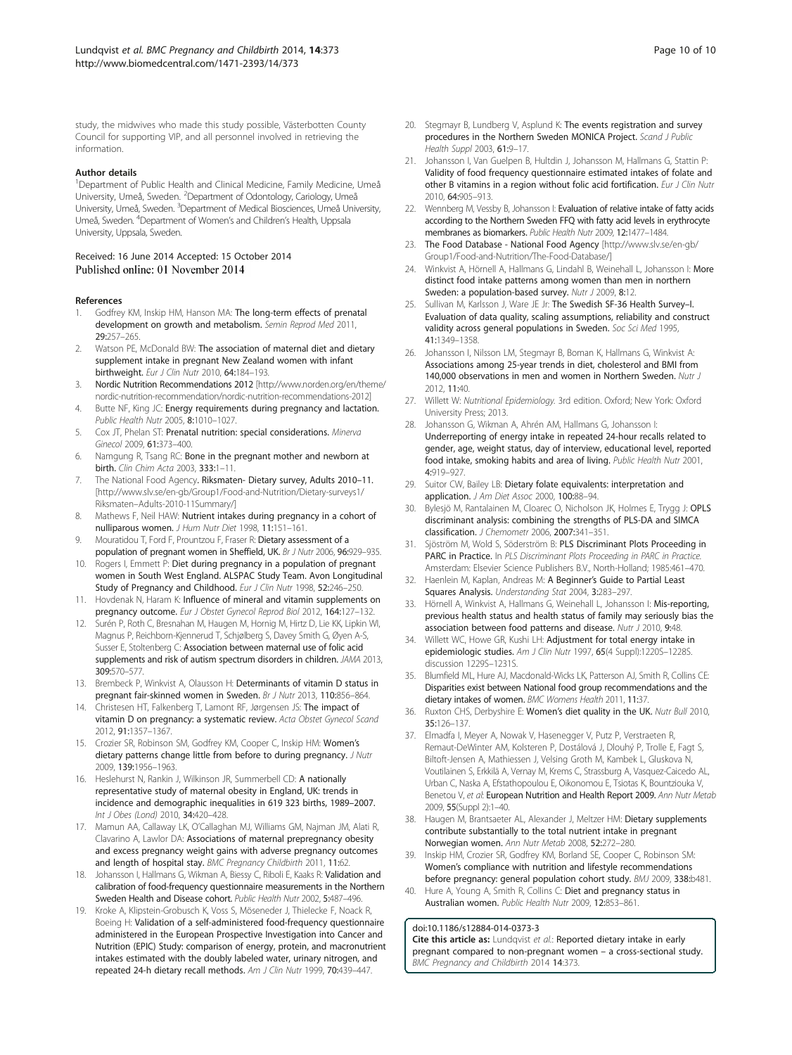study, the midwives who made this study possible, Västerbotten County Council for supporting VIP, and all personnel involved in retrieving the information.

#### Author details

[1]Department of Public Health and Clinical Medicine, Family Medicine, Umeå University, Umeå, Sweden. [2]Department of Odontology, Cariology, Umeå University, Umeå, Sweden. [3]Department of Medical Biosciences, Umeå University, Umeå, Sweden. [4]Department of Women's and Children's Health, Uppsala University, Uppsala, Sweden.

Received: 16 June 2014 Accepted: 15 October 2014
Published online: 01 November 2014

#### References

1. Godfrey KM, Inskip HM, Hanson MA: **The long-term effects of prenatal development on growth and metabolism.** *Semin Reprod Med* 2011, **29:**257–265.
2. Watson PE, McDonald BW: **The association of maternal diet and dietary supplement intake in pregnant New Zealand women with infant birthweight.** *Eur J Clin Nutr* 2010, **64:**184–193.
3. **Nordic Nutrition Recommendations 2012** [http://www.norden.org/en/theme/nordic-nutrition-recommendation/nordic-nutrition-recommendations-2012]
4. Butte NF, King JC: **Energy requirements during pregnancy and lactation.** *Public Health Nutr* 2005, **8:**1010–1027.
5. Cox JT, Phelan ST: **Prenatal nutrition: special considerations.** *Minerva Ginecol* 2009, **61:**373–400.
6. Namgung R, Tsang RC: **Bone in the pregnant mother and newborn at birth.** *Clin Chim Acta* 2003, **333:**1–11.
7. The National Food Agency. **Riksmaten- Dietary survey, Adults 2010–11.** [http://www.slv.se/en-gb/Group1/Food-and-Nutrition/Dietary-surveys1/Riksmaten–Adults-2010-11Summary/]
8. Mathews F, Neil HAW: **Nutrient intakes during pregnancy in a cohort of nulliparous women.** *J Hum Nutr Diet* 1998, **11:**151–161.
9. Mouratidou T, Ford F, Prountzou F, Fraser R: **Dietary assessment of a population of pregnant women in Sheffield, UK.** *Br J Nutr* 2006, **96:**929–935.
10. Rogers I, Emmett P: **Diet during pregnancy in a population of pregnant women in South West England. ALSPAC Study Team. Avon Longitudinal Study of Pregnancy and Childhood.** *Eur J Clin Nutr* 1998, **52:**246–250.
11. Hovdenak N, Haram K: **Influence of mineral and vitamin supplements on pregnancy outcome.** *Eur J Obstet Gynecol Reprod Biol* 2012, **164:**127–132.
12. Surén P, Roth C, Bresnahan M, Haugen M, Hornig M, Hirtz D, Lie KK, Lipkin WI, Magnus P, Reichborn-Kjennerud T, Schjølberg S, Davey Smith G, Øyen A-S, Susser E, Stoltenberg C: **Association between maternal use of folic acid supplements and risk of autism spectrum disorders in children.** *JAMA* 2013, **309:**570–577.
13. Brembeck P, Winkvist A, Olausson H: **Determinants of vitamin D status in pregnant fair-skinned women in Sweden.** *Br J Nutr* 2013, **110:**856–864.
14. Christesen HT, Falkenberg T, Lamont RF, Jørgensen JS: **The impact of vitamin D on pregnancy: a systematic review.** *Acta Obstet Gynecol Scand* 2012, **91:**1357–1367.
15. Crozier SR, Robinson SM, Godfrey KM, Cooper C, Inskip HM: **Women's dietary patterns change little from before to during pregnancy.** *J Nutr* 2009, **139:**1956–1963.
16. Heslehurst N, Rankin J, Wilkinson JR, Summerbell CD: **A nationally representative study of maternal obesity in England, UK: trends in incidence and demographic inequalities in 619 323 births, 1989–2007.** *Int J Obes (Lond)* 2010, **34:**420–428.
17. Mamun AA, Callaway LK, O'Callaghan MJ, Williams GM, Najman JM, Alati R, Clavarino A, Lawlor DA: **Associations of maternal prepregnancy obesity and excess pregnancy weight gains with adverse pregnancy outcomes and length of hospital stay.** *BMC Pregnancy Childbirth* 2011, **11:**62.
18. Johansson I, Hallmans G, Wikman A, Biessy C, Riboli E, Kaaks R: **Validation and calibration of food-frequency questionnaire measurements in the Northern Sweden Health and Disease cohort.** *Public Health Nutr* 2002, **5:**487–496.
19. Kroke A, Klipstein-Grobusch K, Voss S, Möseneder J, Thielecke F, Noack R, Boeing H: **Validation of a self-administered food-frequency questionnaire administered in the European Prospective Investigation into Cancer and Nutrition (EPIC) Study: comparison of energy, protein, and macronutrient intakes estimated with the doubly labeled water, urinary nitrogen, and repeated 24-h dietary recall methods.** *Am J Clin Nutr* 1999, **70:**439–447.
20. Stegmayr B, Lundberg V, Asplund K: **The events registration and survey procedures in the Northern Sweden MONICA Project.** *Scand J Public Health Suppl* 2003, **61:**9–17.
21. Johansson I, Van Guelpen B, Hultdin J, Johansson M, Hallmans G, Stattin P: **Validity of food frequency questionnaire estimated intakes of folate and other B vitamins in a region without folic acid fortification.** *Eur J Clin Nutr* 2010, **64:**905–913.
22. Wennberg M, Vessby B, Johansson I: **Evaluation of relative intake of fatty acids according to the Northern Sweden FFQ with fatty acid levels in erythrocyte membranes as biomarkers.** *Public Health Nutr* 2009, **12:**1477–1484.
23. **The Food Database - National Food Agency** [http://www.slv.se/en-gb/Group1/Food-and-Nutrition/The-Food-Database/]
24. Winkvist A, Hörnell A, Hallmans G, Lindahl B, Weinehall L, Johansson I: **More distinct food intake patterns among women than men in northern Sweden: a population-based survey.** *Nutr J* 2009, **8:**12.
25. Sullivan M, Karlsson J, Ware JE Jr: **The Swedish SF-36 Health Survey–I. Evaluation of data quality, scaling assumptions, reliability and construct validity across general populations in Sweden.** *Soc Sci Med* 1995, **41:**1349–1358.
26. Johansson I, Nilsson LM, Stegmayr B, Boman K, Hallmans G, Winkvist A: **Associations among 25-year trends in diet, cholesterol and BMI from 140,000 observations in men and women in Northern Sweden.** *Nutr J* 2012, **11:**40.
27. Willett W: *Nutritional Epidemiology.* 3rd edition. Oxford; New York: Oxford University Press; 2013.
28. Johansson G, Wikman A, Ahrén AM, Hallmans G, Johansson I: **Underreporting of energy intake in repeated 24-hour recalls related to gender, age, weight status, day of interview, educational level, reported food intake, smoking habits and area of living.** *Public Health Nutr* 2001, **4:**919–927.
29. Suitor CW, Bailey LB: **Dietary folate equivalents: interpretation and application.** *J Am Diet Assoc* 2000, **100:**88–94.
30. Bylesjö M, Rantalainen M, Cloarec O, Nicholson JK, Holmes E, Trygg J: **OPLS discriminant analysis: combining the strengths of PLS-DA and SIMCA classification.** *J Chemometr* 2006, **2007:**341–351.
31. Sjöström M, Wold S, Söderström B: **PLS Discriminant Plots Proceeding in PARC in Practice.** In *PLS Discriminant Plots Proceeding in PARC in Practice.* Amsterdam: Elsevier Science Publishers B.V., North-Holland; 1985:461–470.
32. Haenlein M, Kaplan, Andreas M: **A Beginner's Guide to Partial Least Squares Analysis.** *Understanding Stat* 2004, **3:**283–297.
33. Hörnell A, Winkvist A, Hallmans G, Weinehall L, Johansson I: **Mis-reporting, previous health status and health status of family may seriously bias the association between food patterns and disease.** *Nutr J* 2010, **9:**48.
34. Willett WC, Howe GR, Kushi LH: **Adjustment for total energy intake in epidemiologic studies.** *Am J Clin Nutr* 1997, **65**(4 Suppl):1220S–1228S. discussion 1229S–1231S.
35. Blumfield ML, Hure AJ, Macdonald-Wicks LK, Patterson AJ, Smith R, Collins CE: **Disparities exist between National food group recommendations and the dietary intakes of women.** *BMC Womens Health* 2011, **11:**37.
36. Ruxton CHS, Derbyshire E: **Women's diet quality in the UK.** *Nutr Bull* 2010, **35:**126–137.
37. Elmadfa I, Meyer A, Nowak V, Hasenegger V, Putz P, Verstraeten R, Remaut-DeWinter AM, Kolsteren P, Dostálová J, Dlouhý P, Trolle E, Fagt S, Biltoft-Jensen A, Mathiessen J, Velsing Groth M, Kambek L, Gluskova N, Voutilainen S, Erkkilä A, Vernay M, Krems C, Strassburg A, Vasquez-Caicedo AL, Urban C, Naska A, Efstathopoulou E, Oikonomou E, Tsiotas K, Bountziouka V, Benetou V, *et al*: **European Nutrition and Health Report 2009.** *Ann Nutr Metab* 2009, **55**(Suppl 2):1–40.
38. Haugen M, Brantsaeter AL, Alexander J, Meltzer HM: **Dietary supplements contribute substantially to the total nutrient intake in pregnant Norwegian women.** *Ann Nutr Metab* 2008, **52:**272–280.
39. Inskip HM, Crozier SR, Godfrey KM, Borland SE, Cooper C, Robinson SM: **Women's compliance with nutrition and lifestyle recommendations before pregnancy: general population cohort study.** *BMJ* 2009, **338:**b481.
40. Hure A, Young A, Smith R, Collins C: **Diet and pregnancy status in Australian women.** *Public Health Nutr* 2009, **12:**853–861.

doi:10.1186/s12884-014-0373-3
**Cite this article as:** Lundqvist *et al.*: Reported dietary intake in early pregnant compared to non-pregnant women – a cross-sectional study. *BMC Pregnancy and Childbirth* 2014 **14**:373.